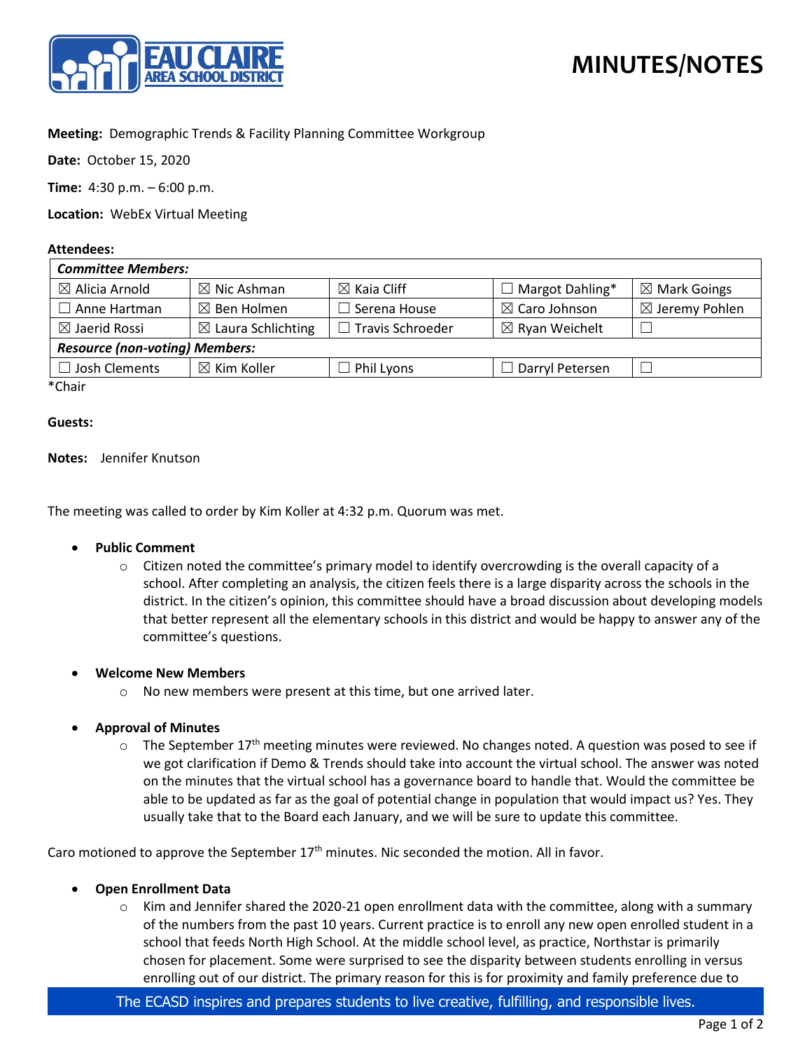# MINUTES/NOTES

**Meeting:** Demographic Trends & Facility Planning Committee Workgroup

**Date:** October 15, 2020

**Time:** 4:30 p.m. – 6:00 p.m.

**Location:** WebEx Virtual Meeting

**Attendees:**

| *Committee Members:* | | | | |
|---|---|---|---|---|
| ☒ Alicia Arnold | ☒ Nic Ashman | ☒ Kaia Cliff | ☐ Margot Dahling* | ☒ Mark Goings |
| ☐ Anne Hartman | ☒ Ben Holmen | ☐ Serena House | ☒ Caro Johnson | ☒ Jeremy Pohlen |
| ☒ Jaerid Rossi | ☒ Laura Schlichting | ☐ Travis Schroeder | ☒ Ryan Weichelt | ☐ |
| ***Resource (non-voting) Members:*** | | | | |
| ☐ Josh Clements | ☒ Kim Koller | ☐ Phil Lyons | ☐ Darryl Petersen | ☐ |

*Chair

**Guests:**

**Notes:** Jennifer Knutson

The meeting was called to order by Kim Koller at 4:32 p.m. Quorum was met.

- **Public Comment**
  - Citizen noted the committee's primary model to identify overcrowding is the overall capacity of a school. After completing an analysis, the citizen feels there is a large disparity across the schools in the district. In the citizen's opinion, this committee should have a broad discussion about developing models that better represent all the elementary schools in this district and would be happy to answer any of the committee's questions.

- **Welcome New Members**
  - No new members were present at this time, but one arrived later.

- **Approval of Minutes**
  - The September 17th meeting minutes were reviewed. No changes noted. A question was posed to see if we got clarification if Demo & Trends should take into account the virtual school. The answer was noted on the minutes that the virtual school has a governance board to handle that. Would the committee be able to be updated as far as the goal of potential change in population that would impact us? Yes. They usually take that to the Board each January, and we will be sure to update this committee.

Caro motioned to approve the September 17th minutes. Nic seconded the motion. All in favor.

- **Open Enrollment Data**
  - Kim and Jennifer shared the 2020-21 open enrollment data with the committee, along with a summary of the numbers from the past 10 years. Current practice is to enroll any new open enrolled student in a school that feeds North High School. At the middle school level, as practice, Northstar is primarily chosen for placement. Some were surprised to see the disparity between students enrolling in versus enrolling out of our district. The primary reason for this is for proximity and family preference due to

The ECASD inspires and prepares students to live creative, fulfilling, and responsible lives.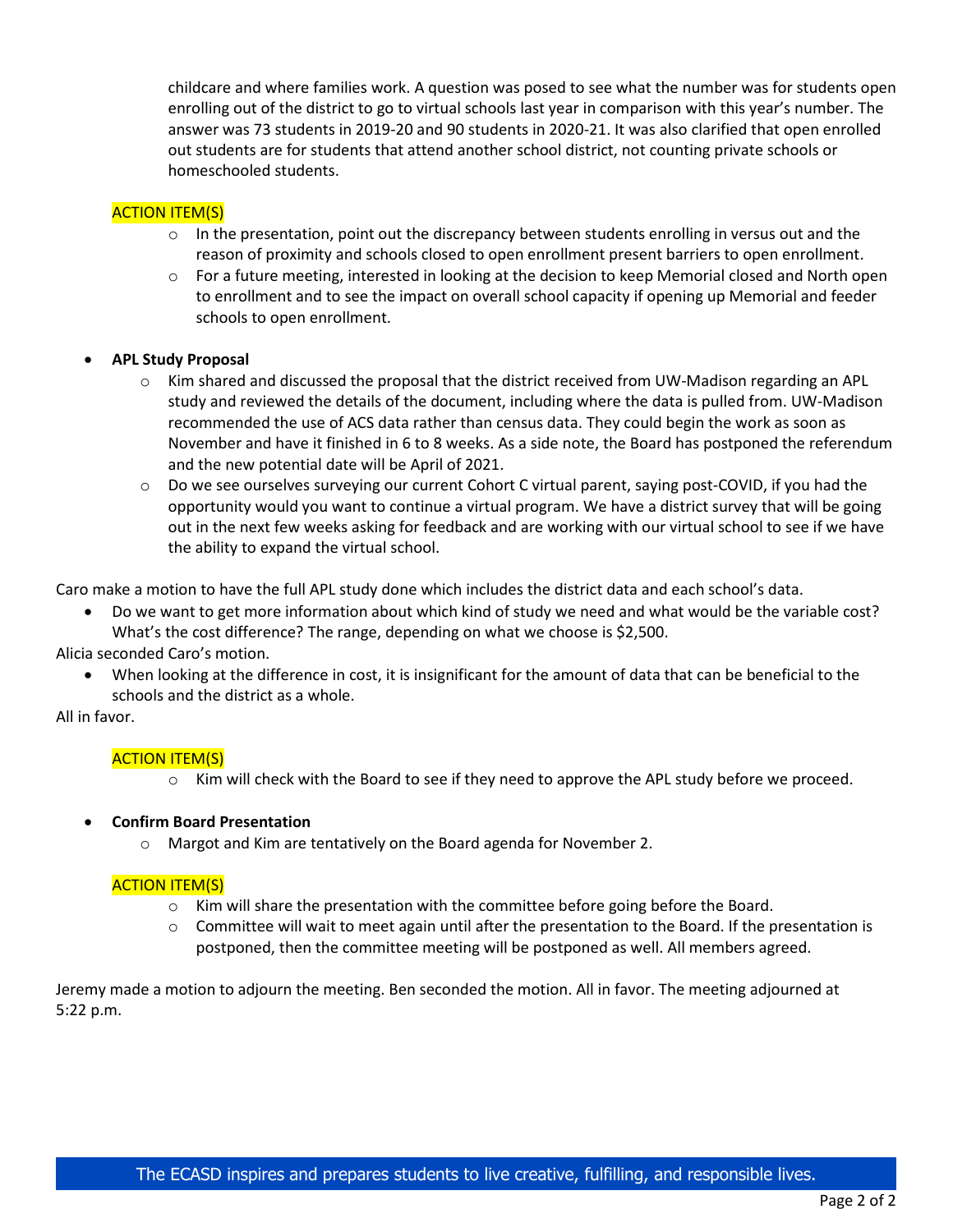childcare and where families work. A question was posed to see what the number was for students open enrolling out of the district to go to virtual schools last year in comparison with this year's number. The answer was 73 students in 2019-20 and 90 students in 2020-21. It was also clarified that open enrolled out students are for students that attend another school district, not counting private schools or homeschooled students.

ACTION ITEM(S)

- In the presentation, point out the discrepancy between students enrolling in versus out and the reason of proximity and schools closed to open enrollment present barriers to open enrollment.
- For a future meeting, interested in looking at the decision to keep Memorial closed and North open to enrollment and to see the impact on overall school capacity if opening up Memorial and feeder schools to open enrollment.

- **APL Study Proposal**
  - Kim shared and discussed the proposal that the district received from UW-Madison regarding an APL study and reviewed the details of the document, including where the data is pulled from. UW-Madison recommended the use of ACS data rather than census data. They could begin the work as soon as November and have it finished in 6 to 8 weeks. As a side note, the Board has postponed the referendum and the new potential date will be April of 2021.
  - Do we see ourselves surveying our current Cohort C virtual parent, saying post-COVID, if you had the opportunity would you want to continue a virtual program. We have a district survey that will be going out in the next few weeks asking for feedback and are working with our virtual school to see if we have the ability to expand the virtual school.

Caro make a motion to have the full APL study done which includes the district data and each school's data.

- Do we want to get more information about which kind of study we need and what would be the variable cost? What's the cost difference? The range, depending on what we choose is $2,500.

Alicia seconded Caro's motion.

- When looking at the difference in cost, it is insignificant for the amount of data that can be beneficial to the schools and the district as a whole.

All in favor.

ACTION ITEM(S)

- Kim will check with the Board to see if they need to approve the APL study before we proceed.

- **Confirm Board Presentation**
  - Margot and Kim are tentatively on the Board agenda for November 2.

ACTION ITEM(S)

- Kim will share the presentation with the committee before going before the Board.
- Committee will wait to meet again until after the presentation to the Board. If the presentation is postponed, then the committee meeting will be postponed as well. All members agreed.

Jeremy made a motion to adjourn the meeting. Ben seconded the motion. All in favor. The meeting adjourned at 5:22 p.m.

The ECASD inspires and prepares students to live creative, fulfilling, and responsible lives.